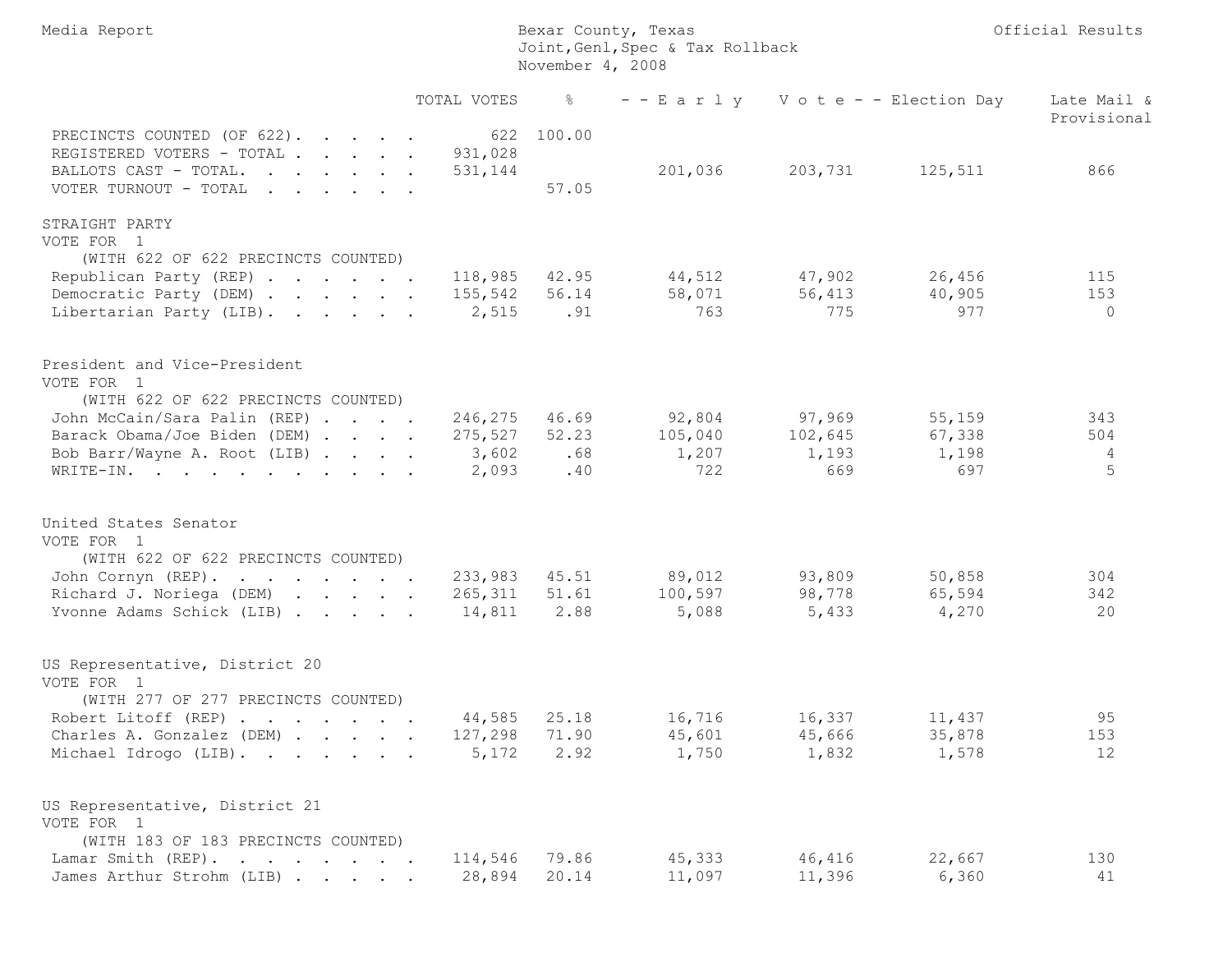Media Report

Bexar County, Texas
Joint,Genl,Spec & Tax Rollback
November 4, 2008

Official Results

| | TOTAL VOTES | % | - - E a r l y | V o t e - - | Election Day | Late Mail & Provisional |
|---|---|---|---|---|---|---|
| PRECINCTS COUNTED (OF 622) | 622 | 100.00 | | | | |
| REGISTERED VOTERS - TOTAL | 931,028 | | | | | |
| BALLOTS CAST - TOTAL | 531,144 | | 201,036 | 203,731 | 125,511 | 866 |
| VOTER TURNOUT - TOTAL | | 57.05 | | | | |

## STRAIGHT PARTY
VOTE FOR 1
(WITH 622 OF 622 PRECINCTS COUNTED)

| | TOTAL VOTES | % | - - E a r l y | V o t e - - | Election Day | Late Mail & Provisional |
|---|---|---|---|---|---|---|
| Republican Party (REP) | 118,985 | 42.95 | 44,512 | 47,902 | 26,456 | 115 |
| Democratic Party (DEM) | 155,542 | 56.14 | 58,071 | 56,413 | 40,905 | 153 |
| Libertarian Party (LIB) | 2,515 | .91 | 763 | 775 | 977 | 0 |

## President and Vice-President
VOTE FOR 1
(WITH 622 OF 622 PRECINCTS COUNTED)

| | TOTAL VOTES | % | - - E a r l y | V o t e - - | Election Day | Late Mail & Provisional |
|---|---|---|---|---|---|---|
| John McCain/Sara Palin (REP) | 246,275 | 46.69 | 92,804 | 97,969 | 55,159 | 343 |
| Barack Obama/Joe Biden (DEM) | 275,527 | 52.23 | 105,040 | 102,645 | 67,338 | 504 |
| Bob Barr/Wayne A. Root (LIB) | 3,602 | .68 | 1,207 | 1,193 | 1,198 | 4 |
| WRITE-IN | 2,093 | .40 | 722 | 669 | 697 | 5 |

## United States Senator
VOTE FOR 1
(WITH 622 OF 622 PRECINCTS COUNTED)

| | TOTAL VOTES | % | - - E a r l y | V o t e - - | Election Day | Late Mail & Provisional |
|---|---|---|---|---|---|---|
| John Cornyn (REP) | 233,983 | 45.51 | 89,012 | 93,809 | 50,858 | 304 |
| Richard J. Noriega (DEM) | 265,311 | 51.61 | 100,597 | 98,778 | 65,594 | 342 |
| Yvonne Adams Schick (LIB) | 14,811 | 2.88 | 5,088 | 5,433 | 4,270 | 20 |

## US Representative, District 20
VOTE FOR 1
(WITH 277 OF 277 PRECINCTS COUNTED)

| | TOTAL VOTES | % | - - E a r l y | V o t e - - | Election Day | Late Mail & Provisional |
|---|---|---|---|---|---|---|
| Robert Litoff (REP) | 44,585 | 25.18 | 16,716 | 16,337 | 11,437 | 95 |
| Charles A. Gonzalez (DEM) | 127,298 | 71.90 | 45,601 | 45,666 | 35,878 | 153 |
| Michael Idrogo (LIB) | 5,172 | 2.92 | 1,750 | 1,832 | 1,578 | 12 |

## US Representative, District 21
VOTE FOR 1
(WITH 183 OF 183 PRECINCTS COUNTED)

| | TOTAL VOTES | % | - - E a r l y | V o t e - - | Election Day | Late Mail & Provisional |
|---|---|---|---|---|---|---|
| Lamar Smith (REP) | 114,546 | 79.86 | 45,333 | 46,416 | 22,667 | 130 |
| James Arthur Strohm (LIB) | 28,894 | 20.14 | 11,097 | 11,396 | 6,360 | 41 |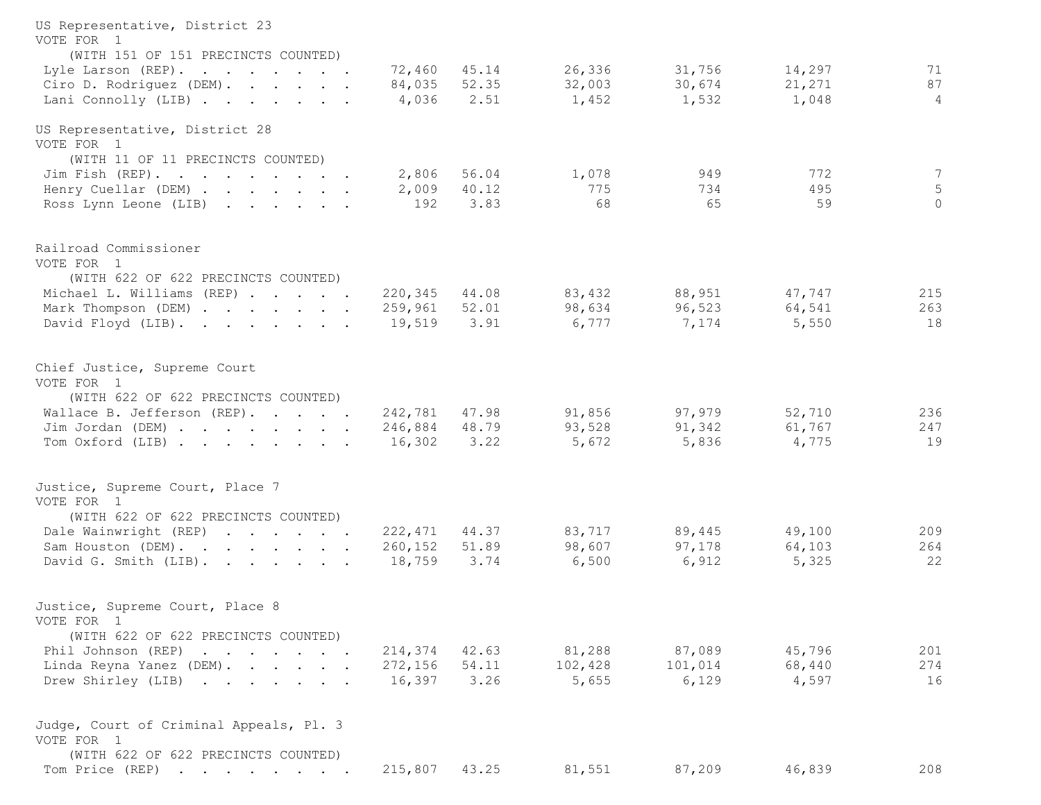US Representative, District 23
VOTE FOR 1
(WITH 151 OF 151 PRECINCTS COUNTED)

| Candidate | Total | % | | | | |
|---|---|---|---|---|---|---|
| Lyle Larson (REP) | 72,460 | 45.14 | 26,336 | 31,756 | 14,297 | 71 |
| Ciro D. Rodriguez (DEM) | 84,035 | 52.35 | 32,003 | 30,674 | 21,271 | 87 |
| Lani Connolly (LIB) | 4,036 | 2.51 | 1,452 | 1,532 | 1,048 | 4 |

US Representative, District 28
VOTE FOR 1
(WITH 11 OF 11 PRECINCTS COUNTED)

| Candidate | Total | % | | | | |
|---|---|---|---|---|---|---|
| Jim Fish (REP) | 2,806 | 56.04 | 1,078 | 949 | 772 | 7 |
| Henry Cuellar (DEM) | 2,009 | 40.12 | 775 | 734 | 495 | 5 |
| Ross Lynn Leone (LIB) | 192 | 3.83 | 68 | 65 | 59 | 0 |

Railroad Commissioner
VOTE FOR 1
(WITH 622 OF 622 PRECINCTS COUNTED)

| Candidate | Total | % | | | | |
|---|---|---|---|---|---|---|
| Michael L. Williams (REP) | 220,345 | 44.08 | 83,432 | 88,951 | 47,747 | 215 |
| Mark Thompson (DEM) | 259,961 | 52.01 | 98,634 | 96,523 | 64,541 | 263 |
| David Floyd (LIB) | 19,519 | 3.91 | 6,777 | 7,174 | 5,550 | 18 |

Chief Justice, Supreme Court
VOTE FOR 1
(WITH 622 OF 622 PRECINCTS COUNTED)

| Candidate | Total | % | | | | |
|---|---|---|---|---|---|---|
| Wallace B. Jefferson (REP) | 242,781 | 47.98 | 91,856 | 97,979 | 52,710 | 236 |
| Jim Jordan (DEM) | 246,884 | 48.79 | 93,528 | 91,342 | 61,767 | 247 |
| Tom Oxford (LIB) | 16,302 | 3.22 | 5,672 | 5,836 | 4,775 | 19 |

Justice, Supreme Court, Place 7
VOTE FOR 1
(WITH 622 OF 622 PRECINCTS COUNTED)

| Candidate | Total | % | | | | |
|---|---|---|---|---|---|---|
| Dale Wainwright (REP) | 222,471 | 44.37 | 83,717 | 89,445 | 49,100 | 209 |
| Sam Houston (DEM) | 260,152 | 51.89 | 98,607 | 97,178 | 64,103 | 264 |
| David G. Smith (LIB) | 18,759 | 3.74 | 6,500 | 6,912 | 5,325 | 22 |

Justice, Supreme Court, Place 8
VOTE FOR 1
(WITH 622 OF 622 PRECINCTS COUNTED)

| Candidate | Total | % | | | | |
|---|---|---|---|---|---|---|
| Phil Johnson (REP) | 214,374 | 42.63 | 81,288 | 87,089 | 45,796 | 201 |
| Linda Reyna Yanez (DEM) | 272,156 | 54.11 | 102,428 | 101,014 | 68,440 | 274 |
| Drew Shirley (LIB) | 16,397 | 3.26 | 5,655 | 6,129 | 4,597 | 16 |

Judge, Court of Criminal Appeals, Pl. 3
VOTE FOR 1
(WITH 622 OF 622 PRECINCTS COUNTED)

| Candidate | Total | % | | | | |
|---|---|---|---|---|---|---|
| Tom Price (REP) | 215,807 | 43.25 | 81,551 | 87,209 | 46,839 | 208 |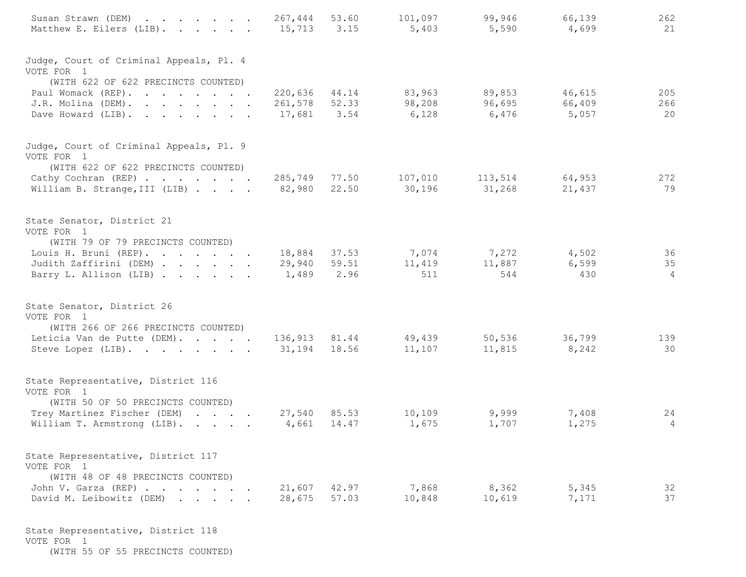| | | | | | | |
|---|---|---|---|---|---|---|
| Susan Strawn (DEM) | 267,444 | 53.60 | 101,097 | 99,946 | 66,139 | 262 |
| Matthew E. Eilers (LIB) | 15,713 | 3.15 | 5,403 | 5,590 | 4,699 | 21 |

Judge, Court of Criminal Appeals, Pl. 4
VOTE FOR 1
(WITH 622 OF 622 PRECINCTS COUNTED)

| | | | | | | |
|---|---|---|---|---|---|---|
| Paul Womack (REP) | 220,636 | 44.14 | 83,963 | 89,853 | 46,615 | 205 |
| J.R. Molina (DEM) | 261,578 | 52.33 | 98,208 | 96,695 | 66,409 | 266 |
| Dave Howard (LIB) | 17,681 | 3.54 | 6,128 | 6,476 | 5,057 | 20 |

Judge, Court of Criminal Appeals, Pl. 9
VOTE FOR 1
(WITH 622 OF 622 PRECINCTS COUNTED)

| | | | | | | |
|---|---|---|---|---|---|---|
| Cathy Cochran (REP) | 285,749 | 77.50 | 107,010 | 113,514 | 64,953 | 272 |
| William B. Strange,III (LIB) | 82,980 | 22.50 | 30,196 | 31,268 | 21,437 | 79 |

State Senator, District 21
VOTE FOR 1
(WITH 79 OF 79 PRECINCTS COUNTED)

| | | | | | | |
|---|---|---|---|---|---|---|
| Louis H. Bruni (REP) | 18,884 | 37.53 | 7,074 | 7,272 | 4,502 | 36 |
| Judith Zaffirini (DEM) | 29,940 | 59.51 | 11,419 | 11,887 | 6,599 | 35 |
| Barry L. Allison (LIB) | 1,489 | 2.96 | 511 | 544 | 430 | 4 |

State Senator, District 26
VOTE FOR 1
(WITH 266 OF 266 PRECINCTS COUNTED)

| | | | | | | |
|---|---|---|---|---|---|---|
| Leticia Van de Putte (DEM) | 136,913 | 81.44 | 49,439 | 50,536 | 36,799 | 139 |
| Steve Lopez (LIB) | 31,194 | 18.56 | 11,107 | 11,815 | 8,242 | 30 |

State Representative, District 116
VOTE FOR 1
(WITH 50 OF 50 PRECINCTS COUNTED)

| | | | | | | |
|---|---|---|---|---|---|---|
| Trey Martinez Fischer (DEM) | 27,540 | 85.53 | 10,109 | 9,999 | 7,408 | 24 |
| William T. Armstrong (LIB) | 4,661 | 14.47 | 1,675 | 1,707 | 1,275 | 4 |

State Representative, District 117
VOTE FOR 1
(WITH 48 OF 48 PRECINCTS COUNTED)

| | | | | | | |
|---|---|---|---|---|---|---|
| John V. Garza (REP) | 21,607 | 42.97 | 7,868 | 8,362 | 5,345 | 32 |
| David M. Leibowitz (DEM) | 28,675 | 57.03 | 10,848 | 10,619 | 7,171 | 37 |

State Representative, District 118
VOTE FOR 1
(WITH 55 OF 55 PRECINCTS COUNTED)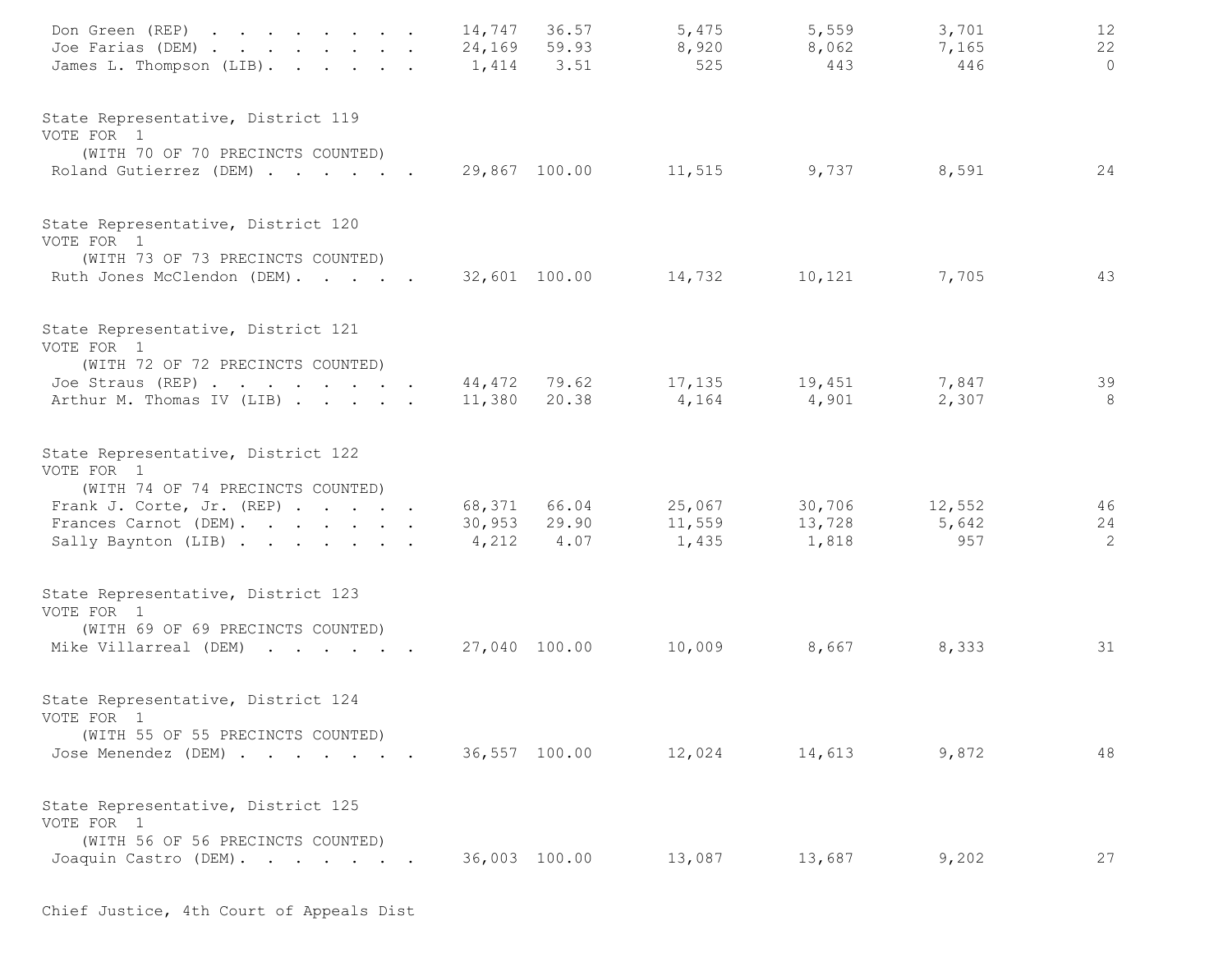| Candidate | Total | Percent | | | | |
|---|---|---|---|---|---|---|
| Don Green (REP) | 14,747 | 36.57 | 5,475 | 5,559 | 3,701 | 12 |
| Joe Farias (DEM) | 24,169 | 59.93 | 8,920 | 8,062 | 7,165 | 22 |
| James L. Thompson (LIB) | 1,414 | 3.51 | 525 | 443 | 446 | 0 |

State Representative, District 119
VOTE FOR 1
(WITH 70 OF 70 PRECINCTS COUNTED)

| Candidate | Total | Percent | | | | |
|---|---|---|---|---|---|---|
| Roland Gutierrez (DEM) | 29,867 | 100.00 | 11,515 | 9,737 | 8,591 | 24 |

State Representative, District 120
VOTE FOR 1
(WITH 73 OF 73 PRECINCTS COUNTED)

| Candidate | Total | Percent | | | | |
|---|---|---|---|---|---|---|
| Ruth Jones McClendon (DEM) | 32,601 | 100.00 | 14,732 | 10,121 | 7,705 | 43 |

State Representative, District 121
VOTE FOR 1
(WITH 72 OF 72 PRECINCTS COUNTED)

| Candidate | Total | Percent | | | | |
|---|---|---|---|---|---|---|
| Joe Straus (REP) | 44,472 | 79.62 | 17,135 | 19,451 | 7,847 | 39 |
| Arthur M. Thomas IV (LIB) | 11,380 | 20.38 | 4,164 | 4,901 | 2,307 | 8 |

State Representative, District 122
VOTE FOR 1
(WITH 74 OF 74 PRECINCTS COUNTED)

| Candidate | Total | Percent | | | | |
|---|---|---|---|---|---|---|
| Frank J. Corte, Jr. (REP) | 68,371 | 66.04 | 25,067 | 30,706 | 12,552 | 46 |
| Frances Carnot (DEM) | 30,953 | 29.90 | 11,559 | 13,728 | 5,642 | 24 |
| Sally Baynton (LIB) | 4,212 | 4.07 | 1,435 | 1,818 | 957 | 2 |

State Representative, District 123
VOTE FOR 1
(WITH 69 OF 69 PRECINCTS COUNTED)

| Candidate | Total | Percent | | | | |
|---|---|---|---|---|---|---|
| Mike Villarreal (DEM) | 27,040 | 100.00 | 10,009 | 8,667 | 8,333 | 31 |

State Representative, District 124
VOTE FOR 1
(WITH 55 OF 55 PRECINCTS COUNTED)

| Candidate | Total | Percent | | | | |
|---|---|---|---|---|---|---|
| Jose Menendez (DEM) | 36,557 | 100.00 | 12,024 | 14,613 | 9,872 | 48 |

State Representative, District 125
VOTE FOR 1
(WITH 56 OF 56 PRECINCTS COUNTED)

| Candidate | Total | Percent | | | | |
|---|---|---|---|---|---|---|
| Joaquin Castro (DEM) | 36,003 | 100.00 | 13,087 | 13,687 | 9,202 | 27 |

Chief Justice, 4th Court of Appeals Dist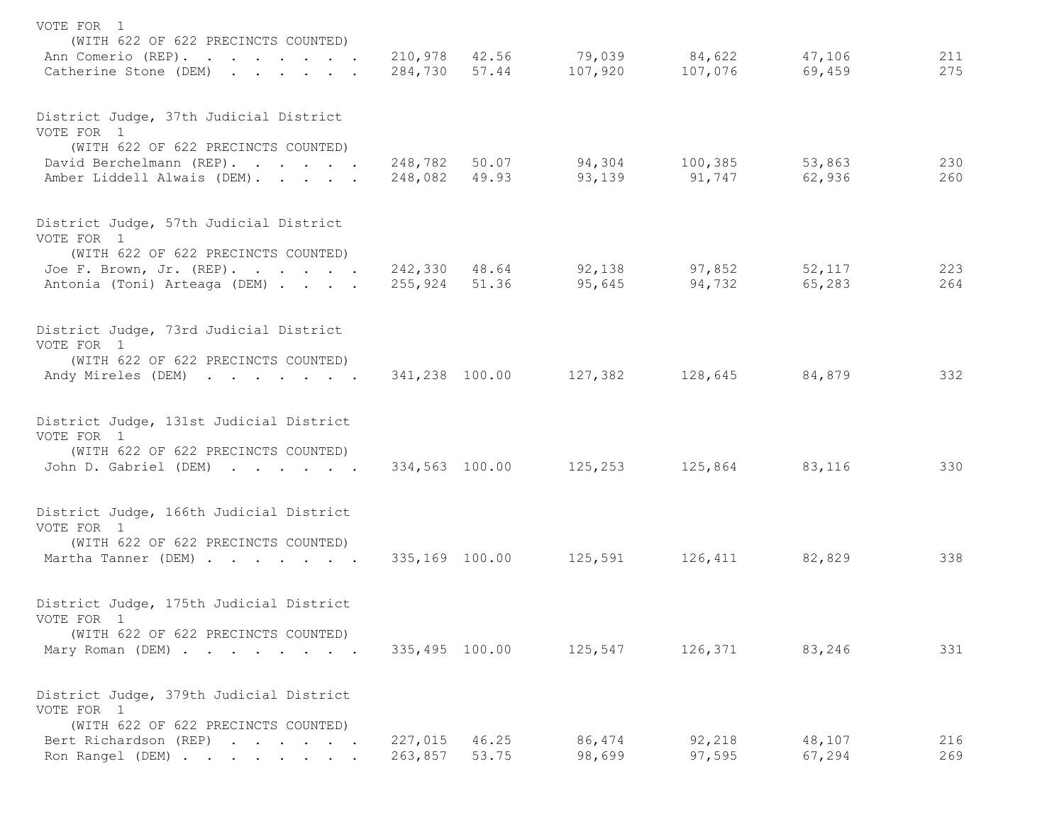VOTE FOR 1
(WITH 622 OF 622 PRECINCTS COUNTED)

| Candidate | Total | % | | | | |
|---|---|---|---|---|---|---|
| Ann Comerio (REP) | 210,978 | 42.56 | 79,039 | 84,622 | 47,106 | 211 |
| Catherine Stone (DEM) | 284,730 | 57.44 | 107,920 | 107,076 | 69,459 | 275 |

## District Judge, 37th Judicial District

VOTE FOR 1
(WITH 622 OF 622 PRECINCTS COUNTED)

| Candidate | Total | % | | | | |
|---|---|---|---|---|---|---|
| David Berchelmann (REP) | 248,782 | 50.07 | 94,304 | 100,385 | 53,863 | 230 |
| Amber Liddell Alwais (DEM) | 248,082 | 49.93 | 93,139 | 91,747 | 62,936 | 260 |

## District Judge, 57th Judicial District

VOTE FOR 1
(WITH 622 OF 622 PRECINCTS COUNTED)

| Candidate | Total | % | | | | |
|---|---|---|---|---|---|---|
| Joe F. Brown, Jr. (REP) | 242,330 | 48.64 | 92,138 | 97,852 | 52,117 | 223 |
| Antonia (Toni) Arteaga (DEM) | 255,924 | 51.36 | 95,645 | 94,732 | 65,283 | 264 |

## District Judge, 73rd Judicial District

VOTE FOR 1
(WITH 622 OF 622 PRECINCTS COUNTED)

| Candidate | Total | % | | | | |
|---|---|---|---|---|---|---|
| Andy Mireles (DEM) | 341,238 | 100.00 | 127,382 | 128,645 | 84,879 | 332 |

## District Judge, 131st Judicial District

VOTE FOR 1
(WITH 622 OF 622 PRECINCTS COUNTED)

| Candidate | Total | % | | | | |
|---|---|---|---|---|---|---|
| John D. Gabriel (DEM) | 334,563 | 100.00 | 125,253 | 125,864 | 83,116 | 330 |

## District Judge, 166th Judicial District

VOTE FOR 1
(WITH 622 OF 622 PRECINCTS COUNTED)

| Candidate | Total | % | | | | |
|---|---|---|---|---|---|---|
| Martha Tanner (DEM) | 335,169 | 100.00 | 125,591 | 126,411 | 82,829 | 338 |

## District Judge, 175th Judicial District

VOTE FOR 1
(WITH 622 OF 622 PRECINCTS COUNTED)

| Candidate | Total | % | | | | |
|---|---|---|---|---|---|---|
| Mary Roman (DEM) | 335,495 | 100.00 | 125,547 | 126,371 | 83,246 | 331 |

## District Judge, 379th Judicial District

VOTE FOR 1
(WITH 622 OF 622 PRECINCTS COUNTED)

| Candidate | Total | % | | | | |
|---|---|---|---|---|---|---|
| Bert Richardson (REP) | 227,015 | 46.25 | 86,474 | 92,218 | 48,107 | 216 |
| Ron Rangel (DEM) | 263,857 | 53.75 | 98,699 | 97,595 | 67,294 | 269 |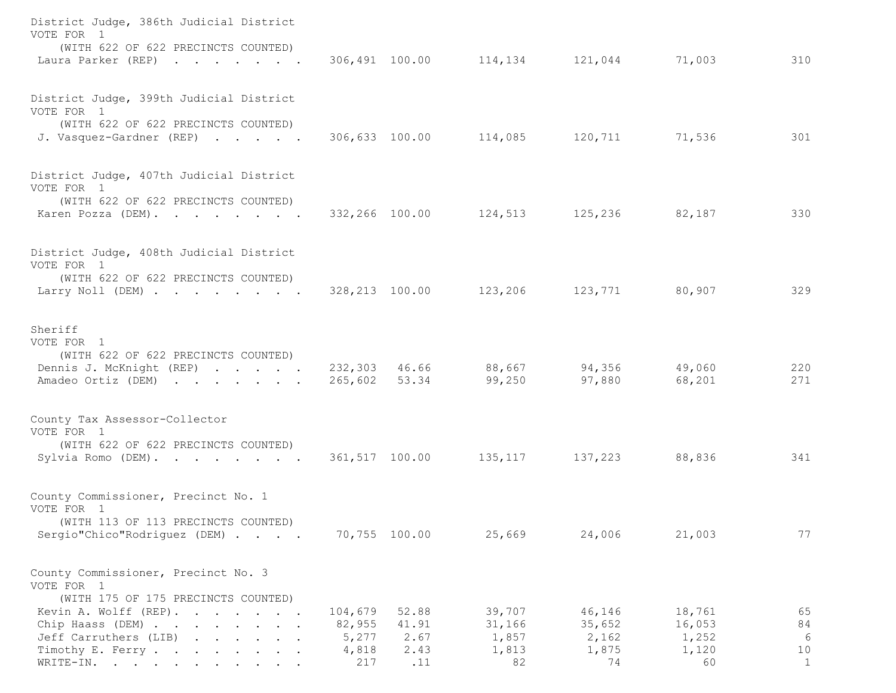District Judge, 386th Judicial District
VOTE FOR 1
(WITH 622 OF 622 PRECINCTS COUNTED)

| | | | | | | |
|---|---|---|---|---|---|---|
| Laura Parker (REP) | 306,491 | 100.00 | 114,134 | 121,044 | 71,003 | 310 |

District Judge, 399th Judicial District
VOTE FOR 1
(WITH 622 OF 622 PRECINCTS COUNTED)

| | | | | | | |
|---|---|---|---|---|---|---|
| J. Vasquez-Gardner (REP) | 306,633 | 100.00 | 114,085 | 120,711 | 71,536 | 301 |

District Judge, 407th Judicial District
VOTE FOR 1
(WITH 622 OF 622 PRECINCTS COUNTED)

| | | | | | | |
|---|---|---|---|---|---|---|
| Karen Pozza (DEM) | 332,266 | 100.00 | 124,513 | 125,236 | 82,187 | 330 |

District Judge, 408th Judicial District
VOTE FOR 1
(WITH 622 OF 622 PRECINCTS COUNTED)

| | | | | | | |
|---|---|---|---|---|---|---|
| Larry Noll (DEM) | 328,213 | 100.00 | 123,206 | 123,771 | 80,907 | 329 |

Sheriff
VOTE FOR 1
(WITH 622 OF 622 PRECINCTS COUNTED)

| | | | | | | |
|---|---|---|---|---|---|---|
| Dennis J. McKnight (REP) | 232,303 | 46.66 | 88,667 | 94,356 | 49,060 | 220 |
| Amadeo Ortiz (DEM) | 265,602 | 53.34 | 99,250 | 97,880 | 68,201 | 271 |

County Tax Assessor-Collector
VOTE FOR 1
(WITH 622 OF 622 PRECINCTS COUNTED)

| | | | | | | |
|---|---|---|---|---|---|---|
| Sylvia Romo (DEM) | 361,517 | 100.00 | 135,117 | 137,223 | 88,836 | 341 |

County Commissioner, Precinct No. 1
VOTE FOR 1
(WITH 113 OF 113 PRECINCTS COUNTED)

| | | | | | | |
|---|---|---|---|---|---|---|
| Sergio"Chico"Rodriguez (DEM) | 70,755 | 100.00 | 25,669 | 24,006 | 21,003 | 77 |

County Commissioner, Precinct No. 3
VOTE FOR 1
(WITH 175 OF 175 PRECINCTS COUNTED)

| | | | | | | |
|---|---|---|---|---|---|---|
| Kevin A. Wolff (REP) | 104,679 | 52.88 | 39,707 | 46,146 | 18,761 | 65 |
| Chip Haass (DEM) | 82,955 | 41.91 | 31,166 | 35,652 | 16,053 | 84 |
| Jeff Carruthers (LIB) | 5,277 | 2.67 | 1,857 | 2,162 | 1,252 | 6 |
| Timothy E. Ferry | 4,818 | 2.43 | 1,813 | 1,875 | 1,120 | 10 |
| WRITE-IN. | 217 | .11 | 82 | 74 | 60 | 1 |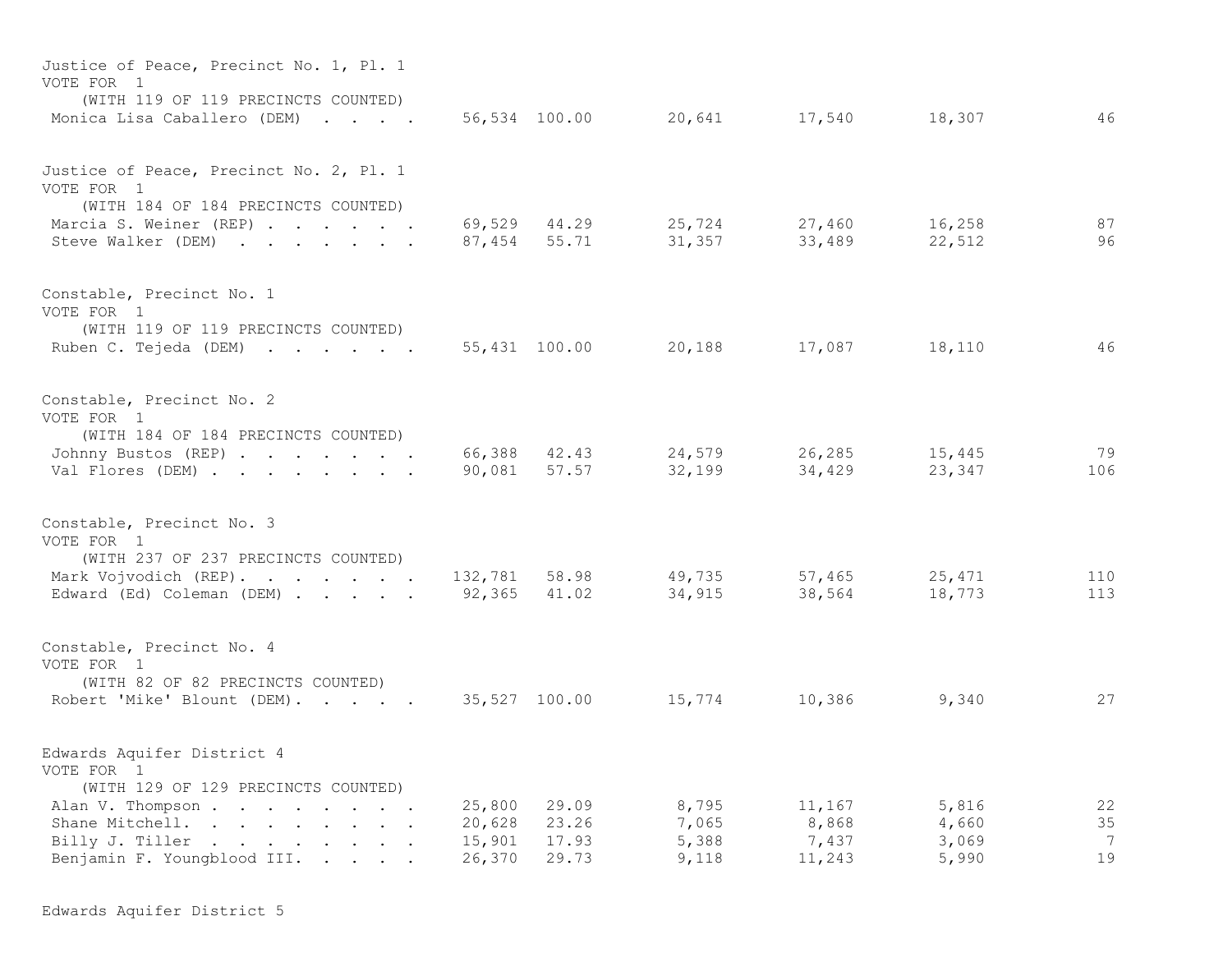Justice of Peace, Precinct No. 1, Pl. 1
VOTE FOR 1
(WITH 119 OF 119 PRECINCTS COUNTED)

| | | | | | | |
|---|---|---|---|---|---|---|
| Monica Lisa Caballero (DEM) | 56,534 | 100.00 | 20,641 | 17,540 | 18,307 | 46 |

Justice of Peace, Precinct No. 2, Pl. 1
VOTE FOR 1
(WITH 184 OF 184 PRECINCTS COUNTED)

| | | | | | | |
|---|---|---|---|---|---|---|
| Marcia S. Weiner (REP) | 69,529 | 44.29 | 25,724 | 27,460 | 16,258 | 87 |
| Steve Walker (DEM) | 87,454 | 55.71 | 31,357 | 33,489 | 22,512 | 96 |

Constable, Precinct No. 1
VOTE FOR 1
(WITH 119 OF 119 PRECINCTS COUNTED)

| | | | | | | |
|---|---|---|---|---|---|---|
| Ruben C. Tejeda (DEM) | 55,431 | 100.00 | 20,188 | 17,087 | 18,110 | 46 |

Constable, Precinct No. 2
VOTE FOR 1
(WITH 184 OF 184 PRECINCTS COUNTED)

| | | | | | | |
|---|---|---|---|---|---|---|
| Johnny Bustos (REP) | 66,388 | 42.43 | 24,579 | 26,285 | 15,445 | 79 |
| Val Flores (DEM) | 90,081 | 57.57 | 32,199 | 34,429 | 23,347 | 106 |

Constable, Precinct No. 3
VOTE FOR 1
(WITH 237 OF 237 PRECINCTS COUNTED)

| | | | | | | |
|---|---|---|---|---|---|---|
| Mark Vojvodich (REP) | 132,781 | 58.98 | 49,735 | 57,465 | 25,471 | 110 |
| Edward (Ed) Coleman (DEM) | 92,365 | 41.02 | 34,915 | 38,564 | 18,773 | 113 |

Constable, Precinct No. 4
VOTE FOR 1
(WITH 82 OF 82 PRECINCTS COUNTED)

| | | | | | | |
|---|---|---|---|---|---|---|
| Robert 'Mike' Blount (DEM) | 35,527 | 100.00 | 15,774 | 10,386 | 9,340 | 27 |

Edwards Aquifer District 4
VOTE FOR 1
(WITH 129 OF 129 PRECINCTS COUNTED)

| | | | | | | |
|---|---|---|---|---|---|---|
| Alan V. Thompson | 25,800 | 29.09 | 8,795 | 11,167 | 5,816 | 22 |
| Shane Mitchell | 20,628 | 23.26 | 7,065 | 8,868 | 4,660 | 35 |
| Billy J. Tiller | 15,901 | 17.93 | 5,388 | 7,437 | 3,069 | 7 |
| Benjamin F. Youngblood III | 26,370 | 29.73 | 9,118 | 11,243 | 5,990 | 19 |

Edwards Aquifer District 5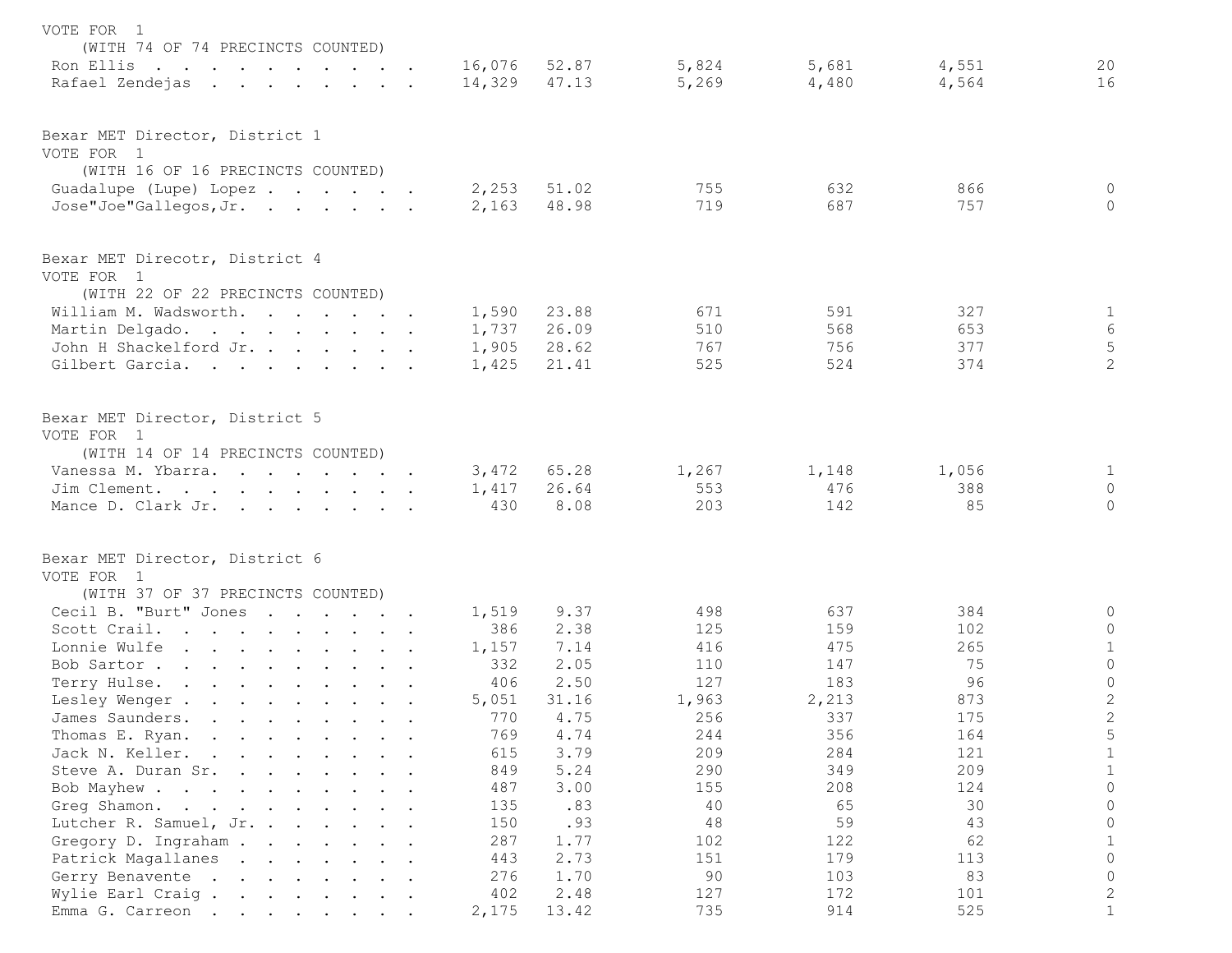VOTE FOR 1
(WITH 74 OF 74 PRECINCTS COUNTED)

| Candidate | Total | % | | | | |
|---|---|---|---|---|---|---|
| Ron Ellis | 16,076 | 52.87 | 5,824 | 5,681 | 4,551 | 20 |
| Rafael Zendejas | 14,329 | 47.13 | 5,269 | 4,480 | 4,564 | 16 |

## Bexar MET Director, District 1

VOTE FOR 1
(WITH 16 OF 16 PRECINCTS COUNTED)

| Candidate | Total | % | | | | |
|---|---|---|---|---|---|---|
| Guadalupe (Lupe) Lopez | 2,253 | 51.02 | 755 | 632 | 866 | 0 |
| Jose"Joe"Gallegos,Jr. | 2,163 | 48.98 | 719 | 687 | 757 | 0 |

## Bexar MET Direcotr, District 4

VOTE FOR 1
(WITH 22 OF 22 PRECINCTS COUNTED)

| Candidate | Total | % | | | | |
|---|---|---|---|---|---|---|
| William M. Wadsworth. | 1,590 | 23.88 | 671 | 591 | 327 | 1 |
| Martin Delgado. | 1,737 | 26.09 | 510 | 568 | 653 | 6 |
| John H Shackelford Jr. | 1,905 | 28.62 | 767 | 756 | 377 | 5 |
| Gilbert Garcia. | 1,425 | 21.41 | 525 | 524 | 374 | 2 |

## Bexar MET Director, District 5

VOTE FOR 1
(WITH 14 OF 14 PRECINCTS COUNTED)

| Candidate | Total | % | | | | |
|---|---|---|---|---|---|---|
| Vanessa M. Ybarra. | 3,472 | 65.28 | 1,267 | 1,148 | 1,056 | 1 |
| Jim Clement. | 1,417 | 26.64 | 553 | 476 | 388 | 0 |
| Mance D. Clark Jr. | 430 | 8.08 | 203 | 142 | 85 | 0 |

## Bexar MET Director, District 6

VOTE FOR 1
(WITH 37 OF 37 PRECINCTS COUNTED)

| Candidate | Total | % | | | | |
|---|---|---|---|---|---|---|
| Cecil B. "Burt" Jones | 1,519 | 9.37 | 498 | 637 | 384 | 0 |
| Scott Crail. | 386 | 2.38 | 125 | 159 | 102 | 0 |
| Lonnie Wulfe | 1,157 | 7.14 | 416 | 475 | 265 | 1 |
| Bob Sartor | 332 | 2.05 | 110 | 147 | 75 | 0 |
| Terry Hulse. | 406 | 2.50 | 127 | 183 | 96 | 0 |
| Lesley Wenger | 5,051 | 31.16 | 1,963 | 2,213 | 873 | 2 |
| James Saunders. | 770 | 4.75 | 256 | 337 | 175 | 2 |
| Thomas E. Ryan. | 769 | 4.74 | 244 | 356 | 164 | 5 |
| Jack N. Keller. | 615 | 3.79 | 209 | 284 | 121 | 1 |
| Steve A. Duran Sr. | 849 | 5.24 | 290 | 349 | 209 | 1 |
| Bob Mayhew | 487 | 3.00 | 155 | 208 | 124 | 0 |
| Greg Shamon. | 135 | .83 | 40 | 65 | 30 | 0 |
| Lutcher R. Samuel, Jr. | 150 | .93 | 48 | 59 | 43 | 0 |
| Gregory D. Ingraham | 287 | 1.77 | 102 | 122 | 62 | 1 |
| Patrick Magallanes | 443 | 2.73 | 151 | 179 | 113 | 0 |
| Gerry Benavente | 276 | 1.70 | 90 | 103 | 83 | 0 |
| Wylie Earl Craig | 402 | 2.48 | 127 | 172 | 101 | 2 |
| Emma G. Carreon | 2,175 | 13.42 | 735 | 914 | 525 | 1 |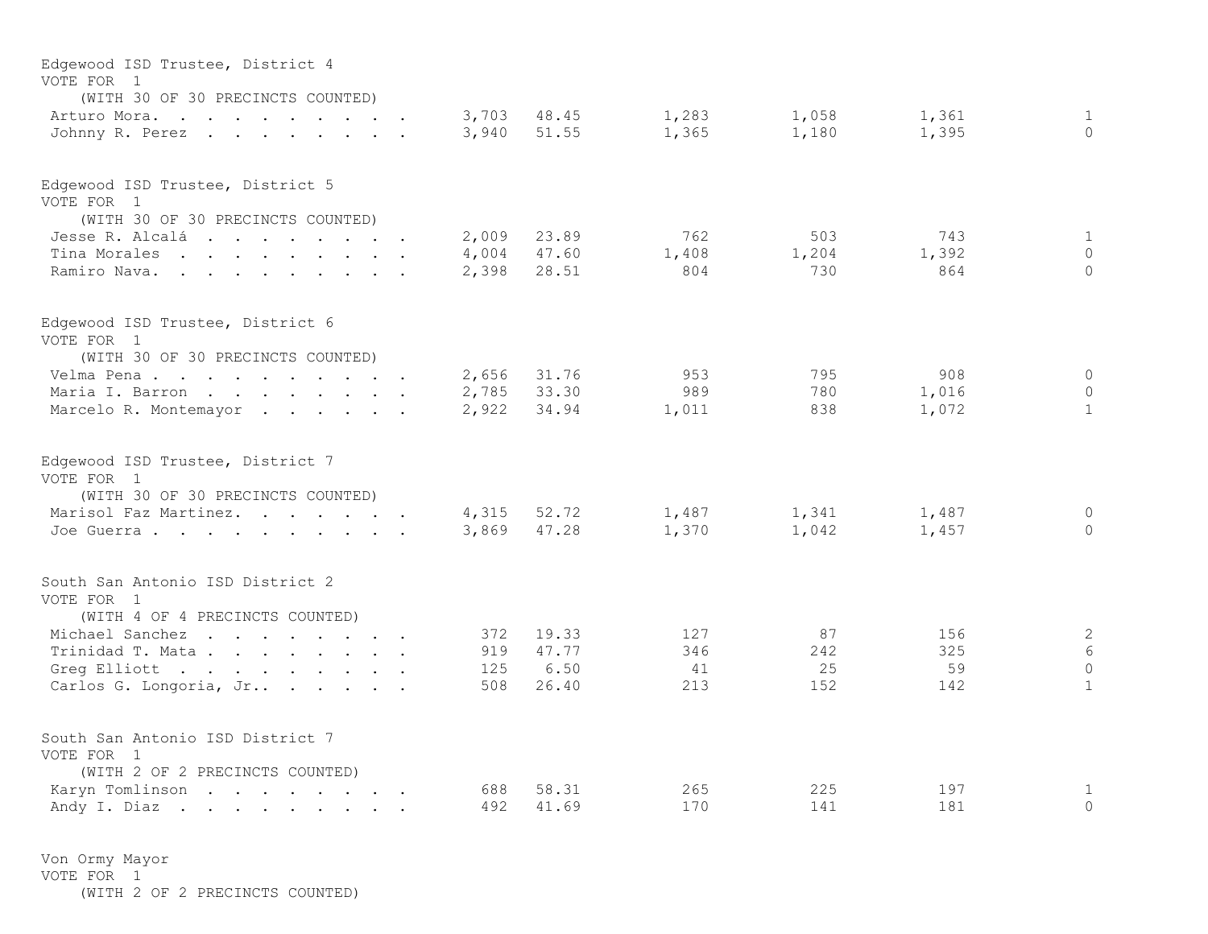Edgewood ISD Trustee, District 4
VOTE FOR 1
(WITH 30 OF 30 PRECINCTS COUNTED)

| Candidate | Total | % | | | | |
|---|---|---|---|---|---|---|
| Arturo Mora | 3,703 | 48.45 | 1,283 | 1,058 | 1,361 | 1 |
| Johnny R. Perez | 3,940 | 51.55 | 1,365 | 1,180 | 1,395 | 0 |

Edgewood ISD Trustee, District 5
VOTE FOR 1
(WITH 30 OF 30 PRECINCTS COUNTED)

| Candidate | Total | % | | | | |
|---|---|---|---|---|---|---|
| Jesse R. Alcalá | 2,009 | 23.89 | 762 | 503 | 743 | 1 |
| Tina Morales | 4,004 | 47.60 | 1,408 | 1,204 | 1,392 | 0 |
| Ramiro Nava | 2,398 | 28.51 | 804 | 730 | 864 | 0 |

Edgewood ISD Trustee, District 6
VOTE FOR 1
(WITH 30 OF 30 PRECINCTS COUNTED)

| Candidate | Total | % | | | | |
|---|---|---|---|---|---|---|
| Velma Pena | 2,656 | 31.76 | 953 | 795 | 908 | 0 |
| Maria I. Barron | 2,785 | 33.30 | 989 | 780 | 1,016 | 0 |
| Marcelo R. Montemayor | 2,922 | 34.94 | 1,011 | 838 | 1,072 | 1 |

Edgewood ISD Trustee, District 7
VOTE FOR 1
(WITH 30 OF 30 PRECINCTS COUNTED)

| Candidate | Total | % | | | | |
|---|---|---|---|---|---|---|
| Marisol Faz Martinez | 4,315 | 52.72 | 1,487 | 1,341 | 1,487 | 0 |
| Joe Guerra | 3,869 | 47.28 | 1,370 | 1,042 | 1,457 | 0 |

South San Antonio ISD District 2
VOTE FOR 1
(WITH 4 OF 4 PRECINCTS COUNTED)

| Candidate | Total | % | | | | |
|---|---|---|---|---|---|---|
| Michael Sanchez | 372 | 19.33 | 127 | 87 | 156 | 2 |
| Trinidad T. Mata | 919 | 47.77 | 346 | 242 | 325 | 6 |
| Greg Elliott | 125 | 6.50 | 41 | 25 | 59 | 0 |
| Carlos G. Longoria, Jr. | 508 | 26.40 | 213 | 152 | 142 | 1 |

South San Antonio ISD District 7
VOTE FOR 1
(WITH 2 OF 2 PRECINCTS COUNTED)

| Candidate | Total | % | | | | |
|---|---|---|---|---|---|---|
| Karyn Tomlinson | 688 | 58.31 | 265 | 225 | 197 | 1 |
| Andy I. Diaz | 492 | 41.69 | 170 | 141 | 181 | 0 |

Von Ormy Mayor
VOTE FOR 1
(WITH 2 OF 2 PRECINCTS COUNTED)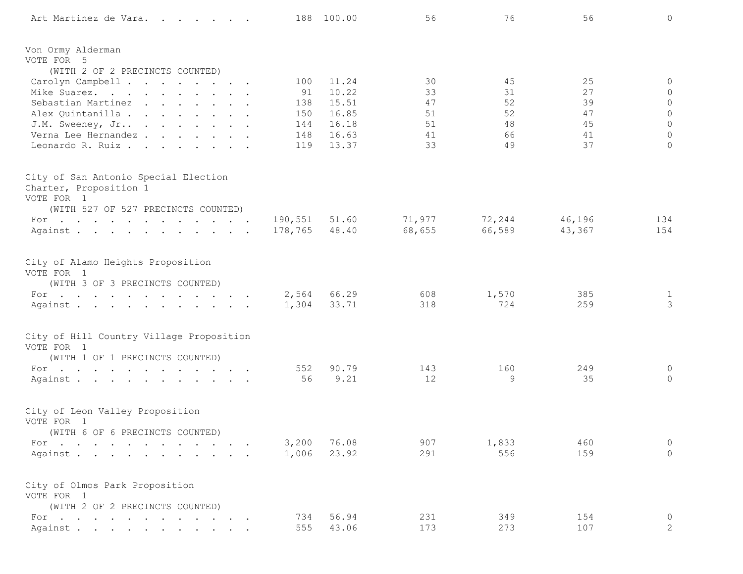| | | | | | | |
|---|---|---|---|---|---|---|
| Art Martinez de Vara. . . . . . . | 188 | 100.00 | 56 | 76 | 56 | 0 |

Von Ormy Alderman
VOTE FOR 5
(WITH 2 OF 2 PRECINCTS COUNTED)

| | | | | | | |
|---|---|---|---|---|---|---|
| Carolyn Campbell . . . . . . . . . | 100 | 11.24 | 30 | 45 | 25 | 0 |
| Mike Suarez. . . . . . . . . . . | 91 | 10.22 | 33 | 31 | 27 | 0 |
| Sebastian Martinez . . . . . . . . | 138 | 15.51 | 47 | 52 | 39 | 0 |
| Alex Quintanilla . . . . . . . . . | 150 | 16.85 | 51 | 52 | 47 | 0 |
| J.M. Sweeney, Jr.. . . . . . . . . | 144 | 16.18 | 51 | 48 | 45 | 0 |
| Verna Lee Hernandez . . . . . . . . | 148 | 16.63 | 41 | 66 | 41 | 0 |
| Leonardo R. Ruiz . . . . . . . . . | 119 | 13.37 | 33 | 49 | 37 | 0 |

City of San Antonio Special Election
Charter, Proposition 1
VOTE FOR 1
(WITH 527 OF 527 PRECINCTS COUNTED)

| | | | | | | |
|---|---|---|---|---|---|---|
| For . . . . . . . . . . . . . . | 190,551 | 51.60 | 71,977 | 72,244 | 46,196 | 134 |
| Against . . . . . . . . . . . . | 178,765 | 48.40 | 68,655 | 66,589 | 43,367 | 154 |

City of Alamo Heights Proposition
VOTE FOR 1
(WITH 3 OF 3 PRECINCTS COUNTED)

| | | | | | | |
|---|---|---|---|---|---|---|
| For . . . . . . . . . . . . . . | 2,564 | 66.29 | 608 | 1,570 | 385 | 1 |
| Against . . . . . . . . . . . . | 1,304 | 33.71 | 318 | 724 | 259 | 3 |

City of Hill Country Village Proposition
VOTE FOR 1
(WITH 1 OF 1 PRECINCTS COUNTED)

| | | | | | | |
|---|---|---|---|---|---|---|
| For . . . . . . . . . . . . . . | 552 | 90.79 | 143 | 160 | 249 | 0 |
| Against . . . . . . . . . . . . | 56 | 9.21 | 12 | 9 | 35 | 0 |

City of Leon Valley Proposition
VOTE FOR 1
(WITH 6 OF 6 PRECINCTS COUNTED)

| | | | | | | |
|---|---|---|---|---|---|---|
| For . . . . . . . . . . . . . . | 3,200 | 76.08 | 907 | 1,833 | 460 | 0 |
| Against . . . . . . . . . . . . | 1,006 | 23.92 | 291 | 556 | 159 | 0 |

City of Olmos Park Proposition
VOTE FOR 1
(WITH 2 OF 2 PRECINCTS COUNTED)

| | | | | | | |
|---|---|---|---|---|---|---|
| For . . . . . . . . . . . . . . | 734 | 56.94 | 231 | 349 | 154 | 0 |
| Against . . . . . . . . . . . . | 555 | 43.06 | 173 | 273 | 107 | 2 |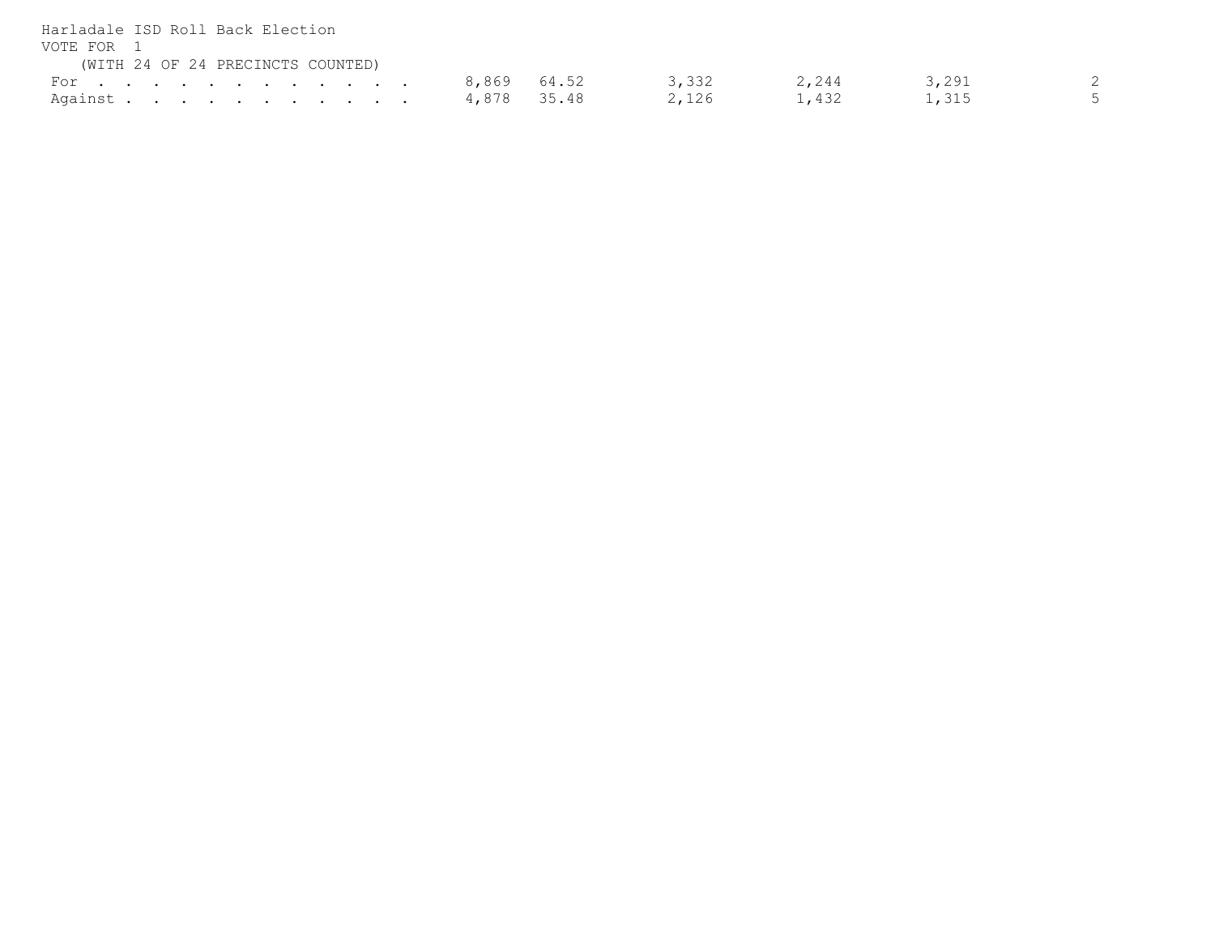Harladale ISD Roll Back Election
VOTE FOR 1
(WITH 24 OF 24 PRECINCTS COUNTED)

| | | | | | | |
|---|---|---|---|---|---|---|
| For | 8,869 | 64.52 | 3,332 | 2,244 | 3,291 | 2 |
| Against | 4,878 | 35.48 | 2,126 | 1,432 | 1,315 | 5 |